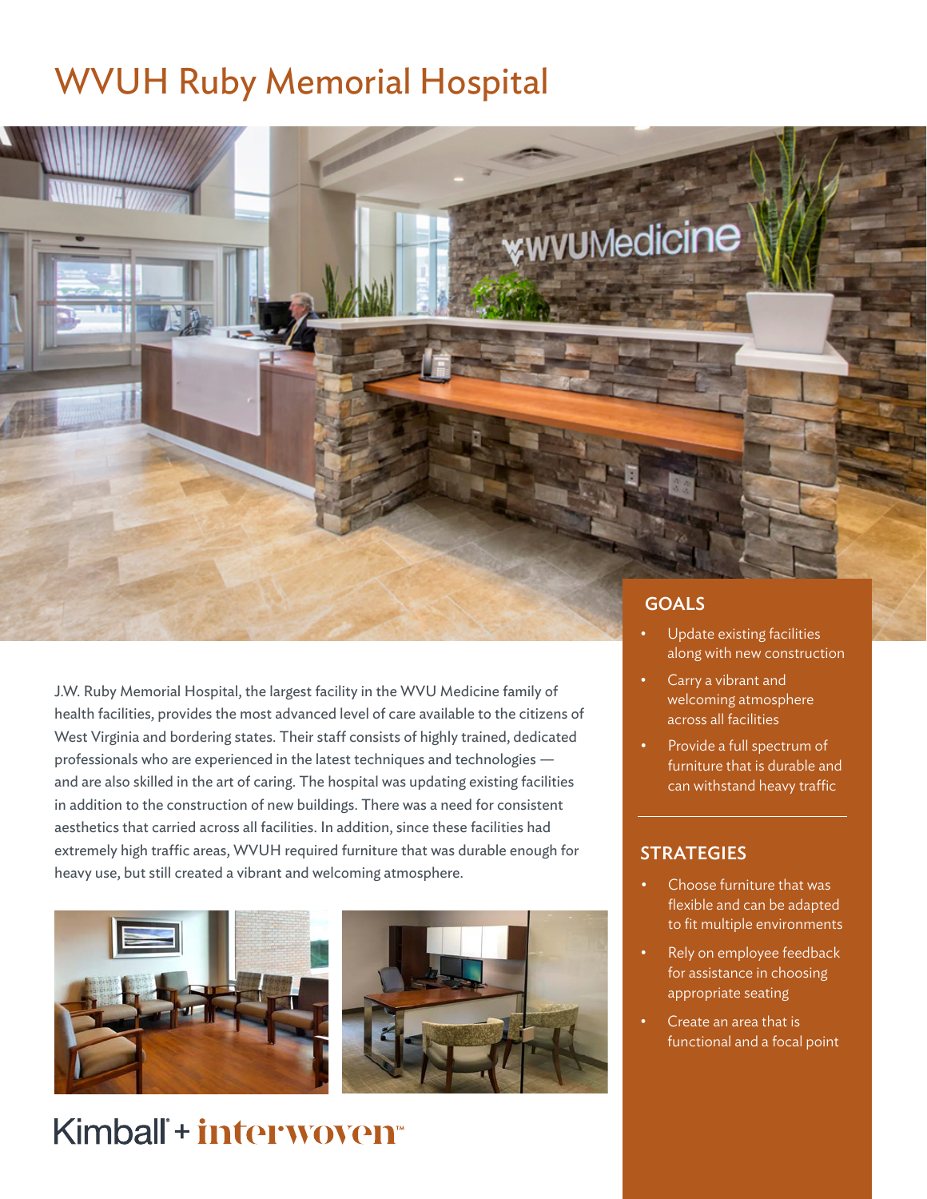# WVUH Ruby Memorial Hospital

J.W. Ruby Memorial Hospital, the largest facility in the WVU Medicine family of health facilities, provides the most advanced level of care available to the citizens of West Virginia and bordering states. Their staff consists of highly trained, dedicated professionals who are experienced in the latest techniques and technologies — and are also skilled in the art of caring. The hospital was updating existing facilities in addition to the construction of new buildings. There was a need for consistent aesthetics that carried across all facilities. In addition, since these facilities had extremely high traffic areas, WVUH required furniture that was durable enough for heavy use, but still created a vibrant and welcoming atmosphere.

## GOALS

- Update existing facilities along with new construction
- Carry a vibrant and welcoming atmosphere across all facilities
- Provide a full spectrum of furniture that is durable and can withstand heavy traffic

## STRATEGIES

- Choose furniture that was flexible and can be adapted to fit multiple environments
- Rely on employee feedback for assistance in choosing appropriate seating
- Create an area that is functional and a focal point

Kimball + interwoven™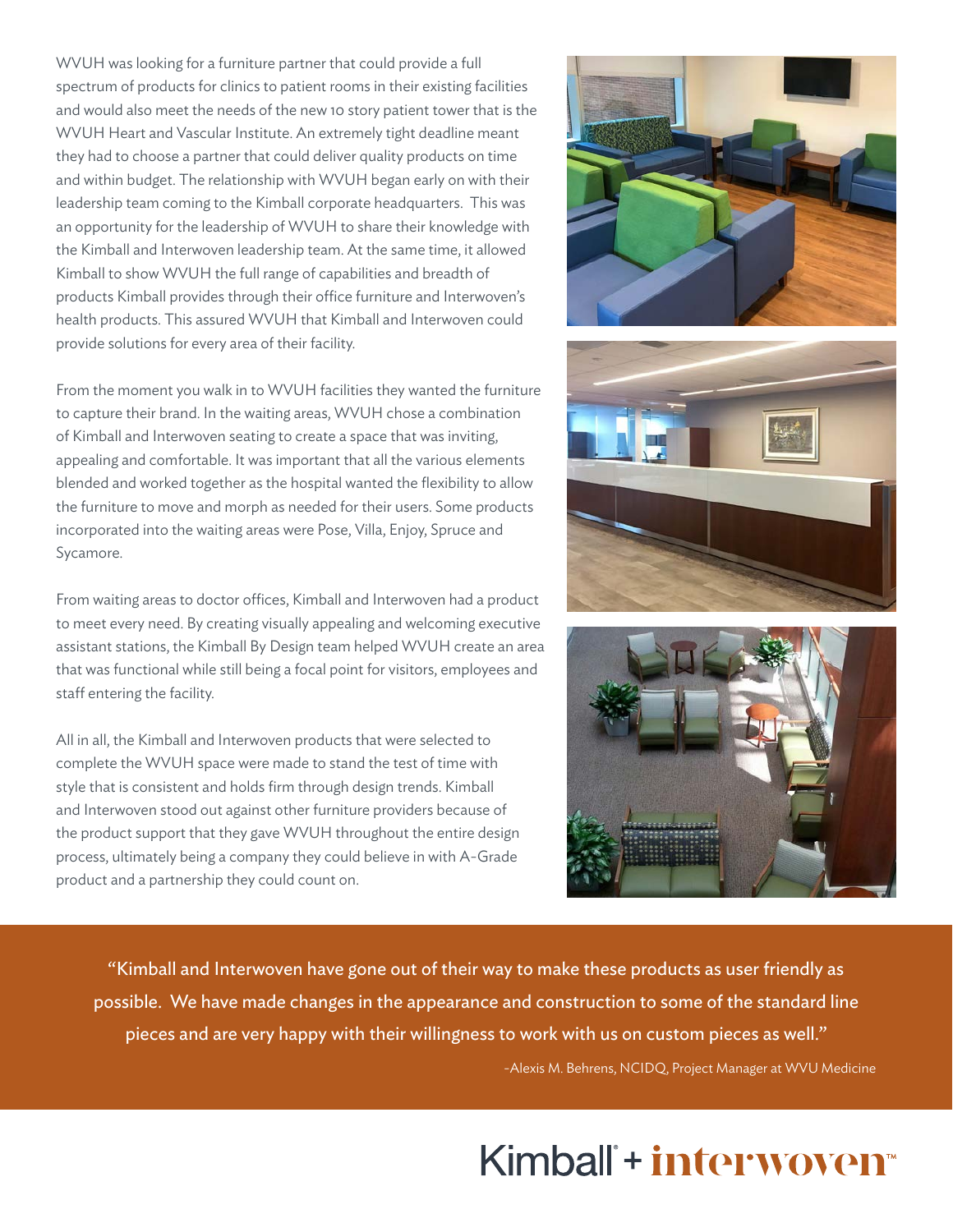WVUH was looking for a furniture partner that could provide a full spectrum of products for clinics to patient rooms in their existing facilities and would also meet the needs of the new 10 story patient tower that is the WVUH Heart and Vascular Institute. An extremely tight deadline meant they had to choose a partner that could deliver quality products on time and within budget. The relationship with WVUH began early on with their leadership team coming to the Kimball corporate headquarters. This was an opportunity for the leadership of WVUH to share their knowledge with the Kimball and Interwoven leadership team. At the same time, it allowed Kimball to show WVUH the full range of capabilities and breadth of products Kimball provides through their office furniture and Interwoven's health products. This assured WVUH that Kimball and Interwoven could provide solutions for every area of their facility.

From the moment you walk in to WVUH facilities they wanted the furniture to capture their brand. In the waiting areas, WVUH chose a combination of Kimball and Interwoven seating to create a space that was inviting, appealing and comfortable. It was important that all the various elements blended and worked together as the hospital wanted the flexibility to allow the furniture to move and morph as needed for their users. Some products incorporated into the waiting areas were Pose, Villa, Enjoy, Spruce and Sycamore.

From waiting areas to doctor offices, Kimball and Interwoven had a product to meet every need. By creating visually appealing and welcoming executive assistant stations, the Kimball By Design team helped WVUH create an area that was functional while still being a focal point for visitors, employees and staff entering the facility.

All in all, the Kimball and Interwoven products that were selected to complete the WVUH space were made to stand the test of time with style that is consistent and holds firm through design trends. Kimball and Interwoven stood out against other furniture providers because of the product support that they gave WVUH throughout the entire design process, ultimately being a company they could believe in with A-Grade product and a partnership they could count on.

> "Kimball and Interwoven have gone out of their way to make these products as user friendly as possible. We have made changes in the appearance and construction to some of the standard line pieces and are very happy with their willingness to work with us on custom pieces as well."
>
> -Alexis M. Behrens, NCIDQ, Project Manager at WVU Medicine

Kimball® + interwoven™